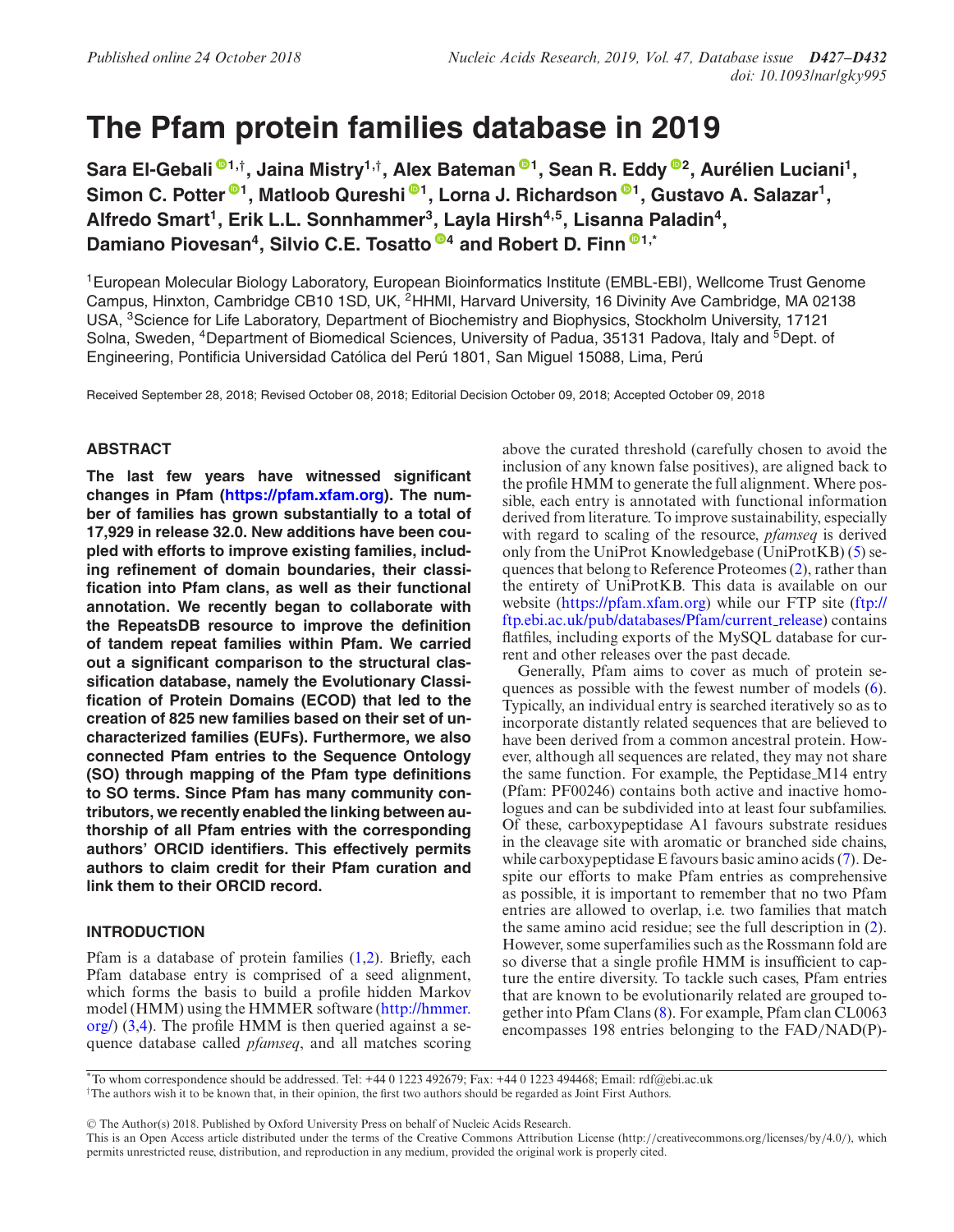# The Pfam protein families database in 2019

**Sara El-Gebali[1,†], Jaina Mistry[1,†], Alex Bateman[1], Sean R. Eddy[2], Aurélien Luciani[1], Simon C. Potter[1], Matloob Qureshi[1], Lorna J. Richardson[1], Gustavo A. Salazar[1], Alfredo Smart[1], Erik L.L. Sonnhammer[3], Layla Hirsh[4,5], Lisanna Paladin[4], Damiano Piovesan[4], Silvio C.E. Tosatto[4] and Robert D. Finn[1,*]**

[1]European Molecular Biology Laboratory, European Bioinformatics Institute (EMBL-EBI), Wellcome Trust Genome Campus, Hinxton, Cambridge CB10 1SD, UK, [2]HHMI, Harvard University, 16 Divinity Ave Cambridge, MA 02138 USA, [3]Science for Life Laboratory, Department of Biochemistry and Biophysics, Stockholm University, 17121 Solna, Sweden, [4]Department of Biomedical Sciences, University of Padua, 35131 Padova, Italy and [5]Dept. of Engineering, Pontificia Universidad Católica del Perú 1801, San Miguel 15088, Lima, Perú

Received September 28, 2018; Revised October 08, 2018; Editorial Decision October 09, 2018; Accepted October 09, 2018

## ABSTRACT

**The last few years have witnessed significant changes in Pfam (https://pfam.xfam.org). The number of families has grown substantially to a total of 17,929 in release 32.0. New additions have been coupled with efforts to improve existing families, including refinement of domain boundaries, their classification into Pfam clans, as well as their functional annotation. We recently began to collaborate with the RepeatsDB resource to improve the definition of tandem repeat families within Pfam. We carried out a significant comparison to the structural classification database, namely the Evolutionary Classification of Protein Domains (ECOD) that led to the creation of 825 new families based on their set of uncharacterized families (EUFs). Furthermore, we also connected Pfam entries to the Sequence Ontology (SO) through mapping of the Pfam type definitions to SO terms. Since Pfam has many community contributors, we recently enabled the linking between authorship of all Pfam entries with the corresponding authors' ORCID identifiers. This effectively permits authors to claim credit for their Pfam curation and link them to their ORCID record.**

## INTRODUCTION

Pfam is a database of protein families (1,2). Briefly, each Pfam database entry is comprised of a seed alignment, which forms the basis to build a profile hidden Markov model (HMM) using the HMMER software (http://hmmer.org/) (3,4). The profile HMM is then queried against a sequence database called *pfamseq*, and all matches scoring above the curated threshold (carefully chosen to avoid the inclusion of any known false positives), are aligned back to the profile HMM to generate the full alignment. Where possible, each entry is annotated with functional information derived from literature. To improve sustainability, especially with regard to scaling of the resource, *pfamseq* is derived only from the UniProt Knowledgebase (UniProtKB) (5) sequences that belong to Reference Proteomes (2), rather than the entirety of UniProtKB. This data is available on our website (https://pfam.xfam.org) while our FTP site (ftp://ftp.ebi.ac.uk/pub/databases/Pfam/current_release) contains flatfiles, including exports of the MySQL database for current and other releases over the past decade.

Generally, Pfam aims to cover as much of protein sequences as possible with the fewest number of models (6). Typically, an individual entry is searched iteratively so as to incorporate distantly related sequences that are believed to have been derived from a common ancestral protein. However, although all sequences are related, they may not share the same function. For example, the Peptidase_M14 entry (Pfam: PF00246) contains both active and inactive homologues and can be subdivided into at least four subfamilies. Of these, carboxypeptidase A1 favours substrate residues in the cleavage site with aromatic or branched side chains, while carboxypeptidase E favours basic amino acids (7). Despite our efforts to make Pfam entries as comprehensive as possible, it is important to remember that no two Pfam entries are allowed to overlap, i.e. two families that match the same amino acid residue; see the full description in (2). However, some superfamilies such as the Rossmann fold are so diverse that a single profile HMM is insufficient to capture the entire diversity. To tackle such cases, Pfam entries that are known to be evolutionarily related are grouped together into Pfam Clans (8). For example, Pfam clan CL0063 encompasses 198 entries belonging to the FAD/NAD(P)-

*To whom correspondence should be addressed. Tel: +44 0 1223 492679; Fax: +44 0 1223 494468; Email: rdf@ebi.ac.uk
†The authors wish it to be known that, in their opinion, the first two authors should be regarded as Joint First Authors.

© The Author(s) 2018. Published by Oxford University Press on behalf of Nucleic Acids Research.
This is an Open Access article distributed under the terms of the Creative Commons Attribution License (http://creativecommons.org/licenses/by/4.0/), which permits unrestricted reuse, distribution, and reproduction in any medium, provided the original work is properly cited.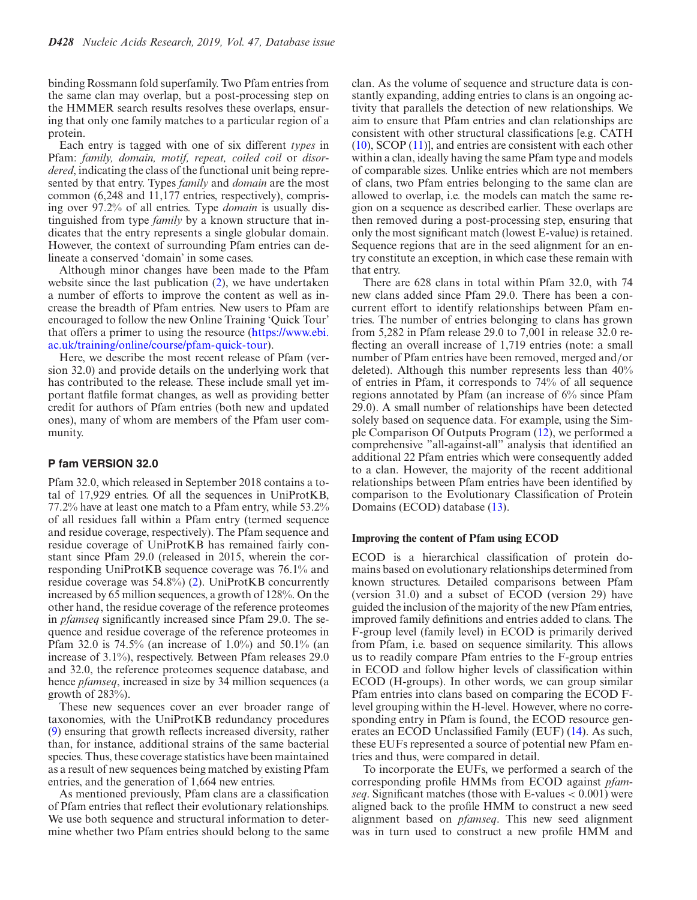binding Rossmann fold superfamily. Two Pfam entries from the same clan may overlap, but a post-processing step on the HMMER search results resolves these overlaps, ensuring that only one family matches to a particular region of a protein.

Each entry is tagged with one of six different *types* in Pfam: *family, domain, motif, repeat, coiled coil* or *disordered*, indicating the class of the functional unit being represented by that entry. Types *family* and *domain* are the most common (6,248 and 11,177 entries, respectively), comprising over 97.2% of all entries. Type *domain* is usually distinguished from type *family* by a known structure that indicates that the entry represents a single globular domain. However, the context of surrounding Pfam entries can delineate a conserved 'domain' in some cases.

Although minor changes have been made to the Pfam website since the last publication (2), we have undertaken a number of efforts to improve the content as well as increase the breadth of Pfam entries. New users to Pfam are encouraged to follow the new Online Training 'Quick Tour' that offers a primer to using the resource (https://www.ebi.ac.uk/training/online/course/pfam-quick-tour).

Here, we describe the most recent release of Pfam (version 32.0) and provide details on the underlying work that has contributed to the release. These include small yet important flatfile format changes, as well as providing better credit for authors of Pfam entries (both new and updated ones), many of whom are members of the Pfam user community.

## Pfam VERSION 32.0

Pfam 32.0, which released in September 2018 contains a total of 17,929 entries. Of all the sequences in UniProtKB, 77.2% have at least one match to a Pfam entry, while 53.2% of all residues fall within a Pfam entry (termed sequence and residue coverage, respectively). The Pfam sequence and residue coverage of UniProtKB has remained fairly constant since Pfam 29.0 (released in 2015, wherein the corresponding UniProtKB sequence coverage was 76.1% and residue coverage was 54.8%) (2). UniProtKB concurrently increased by 65 million sequences, a growth of 128%. On the other hand, the residue coverage of the reference proteomes in *pfamseq* significantly increased since Pfam 29.0. The sequence and residue coverage of the reference proteomes in Pfam 32.0 is 74.5% (an increase of 1.0%) and 50.1% (an increase of 3.1%), respectively. Between Pfam releases 29.0 and 32.0, the reference proteomes sequence database, and hence *pfamseq*, increased in size by 34 million sequences (a growth of 283%).

These new sequences cover an ever broader range of taxonomies, with the UniProtKB redundancy procedures (9) ensuring that growth reflects increased diversity, rather than, for instance, additional strains of the same bacterial species. Thus, these coverage statistics have been maintained as a result of new sequences being matched by existing Pfam entries, and the generation of 1,664 new entries.

As mentioned previously, Pfam clans are a classification of Pfam entries that reflect their evolutionary relationships. We use both sequence and structural information to determine whether two Pfam entries should belong to the same clan. As the volume of sequence and structure data is constantly expanding, adding entries to clans is an ongoing activity that parallels the detection of new relationships. We aim to ensure that Pfam entries and clan relationships are consistent with other structural classifications [e.g. CATH (10), SCOP (11)], and entries are consistent with each other within a clan, ideally having the same Pfam type and models of comparable sizes. Unlike entries which are not members of clans, two Pfam entries belonging to the same clan are allowed to overlap, i.e. the models can match the same region on a sequence as described earlier. These overlaps are then removed during a post-processing step, ensuring that only the most significant match (lowest E-value) is retained. Sequence regions that are in the seed alignment for an entry constitute an exception, in which case these remain with that entry.

There are 628 clans in total within Pfam 32.0, with 74 new clans added since Pfam 29.0. There has been a concurrent effort to identify relationships between Pfam entries. The number of entries belonging to clans has grown from 5,282 in Pfam release 29.0 to 7,001 in release 32.0 reflecting an overall increase of 1,719 entries (note: a small number of Pfam entries have been removed, merged and/or deleted). Although this number represents less than 40% of entries in Pfam, it corresponds to 74% of all sequence regions annotated by Pfam (an increase of 6% since Pfam 29.0). A small number of relationships have been detected solely based on sequence data. For example, using the Simple Comparison Of Outputs Program (12), we performed a comprehensive "all-against-all" analysis that identified an additional 22 Pfam entries which were consequently added to a clan. However, the majority of the recent additional relationships between Pfam entries have been identified by comparison to the Evolutionary Classification of Protein Domains (ECOD) database (13).

### Improving the content of Pfam using ECOD

ECOD is a hierarchical classification of protein domains based on evolutionary relationships determined from known structures. Detailed comparisons between Pfam (version 31.0) and a subset of ECOD (version 29) have guided the inclusion of the majority of the new Pfam entries, improved family definitions and entries added to clans. The F-group level (family level) in ECOD is primarily derived from Pfam, i.e. based on sequence similarity. This allows us to readily compare Pfam entries to the F-group entries in ECOD and follow higher levels of classification within ECOD (H-groups). In other words, we can group similar Pfam entries into clans based on comparing the ECOD F-level grouping within the H-level. However, where no corresponding entry in Pfam is found, the ECOD resource generates an ECOD Unclassified Family (EUF) (14). As such, these EUFs represented a source of potential new Pfam entries and thus, were compared in detail.

To incorporate the EUFs, we performed a search of the corresponding profile HMMs from ECOD against *pfamseq*. Significant matches (those with E-values $< 0.001$) were aligned back to the profile HMM to construct a new seed alignment based on *pfamseq*. This new seed alignment was in turn used to construct a new profile HMM and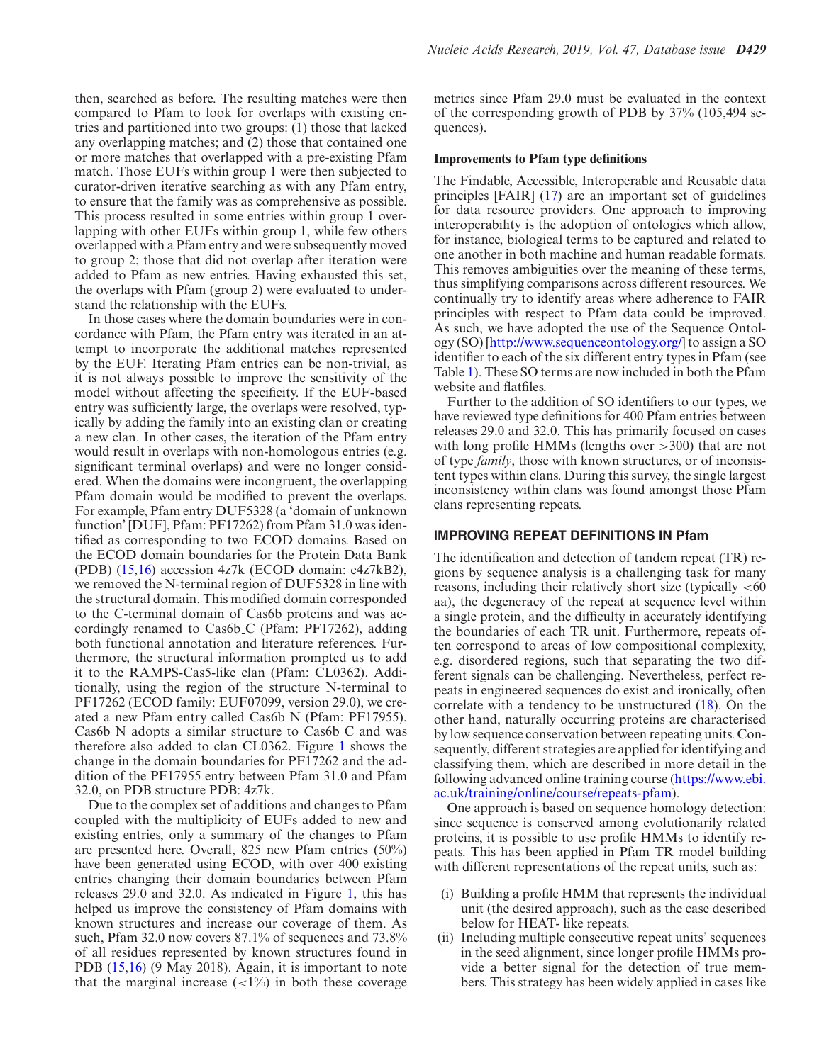then, searched as before. The resulting matches were then compared to Pfam to look for overlaps with existing entries and partitioned into two groups: (1) those that lacked any overlapping matches; and (2) those that contained one or more matches that overlapped with a pre-existing Pfam match. Those EUFs within group 1 were then subjected to curator-driven iterative searching as with any Pfam entry, to ensure that the family was as comprehensive as possible. This process resulted in some entries within group 1 overlapping with other EUFs within group 1, while few others overlapped with a Pfam entry and were subsequently moved to group 2; those that did not overlap after iteration were added to Pfam as new entries. Having exhausted this set, the overlaps with Pfam (group 2) were evaluated to understand the relationship with the EUFs.

In those cases where the domain boundaries were in concordance with Pfam, the Pfam entry was iterated in an attempt to incorporate the additional matches represented by the EUF. Iterating Pfam entries can be non-trivial, as it is not always possible to improve the sensitivity of the model without affecting the specificity. If the EUF-based entry was sufficiently large, the overlaps were resolved, typically by adding the family into an existing clan or creating a new clan. In other cases, the iteration of the Pfam entry would result in overlaps with non-homologous entries (e.g. significant terminal overlaps) and were no longer considered. When the domains were incongruent, the overlapping Pfam domain would be modified to prevent the overlaps. For example, Pfam entry DUF5328 (a 'domain of unknown function' [DUF], Pfam: PF17262) from Pfam 31.0 was identified as corresponding to two ECOD domains. Based on the ECOD domain boundaries for the Protein Data Bank (PDB) (15,16) accession 4z7k (ECOD domain: e4z7kB2), we removed the N-terminal region of DUF5328 in line with the structural domain. This modified domain corresponded to the C-terminal domain of Cas6b proteins and was accordingly renamed to Cas6b_C (Pfam: PF17262), adding both functional annotation and literature references. Furthermore, the structural information prompted us to add it to the RAMPS-Cas5-like clan (Pfam: CL0362). Additionally, using the region of the structure N-terminal to PF17262 (ECOD family: EUF07099, version 29.0), we created a new Pfam entry called Cas6b_N (Pfam: PF17955). Cas6b_N adopts a similar structure to Cas6b_C and was therefore also added to clan CL0362. Figure 1 shows the change in the domain boundaries for PF17262 and the addition of the PF17955 entry between Pfam 31.0 and Pfam 32.0, on PDB structure PDB: 4z7k.

Due to the complex set of additions and changes to Pfam coupled with the multiplicity of EUFs added to new and existing entries, only a summary of the changes to Pfam are presented here. Overall, 825 new Pfam entries (50%) have been generated using ECOD, with over 400 existing entries changing their domain boundaries between Pfam releases 29.0 and 32.0. As indicated in Figure 1, this has helped us improve the consistency of Pfam domains with known structures and increase our coverage of them. As such, Pfam 32.0 now covers 87.1% of sequences and 73.8% of all residues represented by known structures found in PDB (15,16) (9 May 2018). Again, it is important to note that the marginal increase (<1%) in both these coverage metrics since Pfam 29.0 must be evaluated in the context of the corresponding growth of PDB by 37% (105,494 sequences).

#### Improvements to Pfam type definitions

The Findable, Accessible, Interoperable and Reusable data principles [FAIR] (17) are an important set of guidelines for data resource providers. One approach to improving interoperability is the adoption of ontologies which allow, for instance, biological terms to be captured and related to one another in both machine and human readable formats. This removes ambiguities over the meaning of these terms, thus simplifying comparisons across different resources. We continually try to identify areas where adherence to FAIR principles with respect to Pfam data could be improved. As such, we have adopted the use of the Sequence Ontology (SO) [http://www.sequenceontology.org/] to assign a SO identifier to each of the six different entry types in Pfam (see Table 1). These SO terms are now included in both the Pfam website and flatfiles.

Further to the addition of SO identifiers to our types, we have reviewed type definitions for 400 Pfam entries between releases 29.0 and 32.0. This has primarily focused on cases with long profile HMMs (lengths over >300) that are not of type *family*, those with known structures, or of inconsistent types within clans. During this survey, the single largest inconsistency within clans was found amongst those Pfam clans representing repeats.

## IMPROVING REPEAT DEFINITIONS IN Pfam

The identification and detection of tandem repeat (TR) regions by sequence analysis is a challenging task for many reasons, including their relatively short size (typically <60 aa), the degeneracy of the repeat at sequence level within a single protein, and the difficulty in accurately identifying the boundaries of each TR unit. Furthermore, repeats often correspond to areas of low compositional complexity, e.g. disordered regions, such that separating the two different signals can be challenging. Nevertheless, perfect repeats in engineered sequences do exist and ironically, often correlate with a tendency to be unstructured (18). On the other hand, naturally occurring proteins are characterised by low sequence conservation between repeating units. Consequently, different strategies are applied for identifying and classifying them, which are described in more detail in the following advanced online training course (https://www.ebi.ac.uk/training/online/course/repeats-pfam).

One approach is based on sequence homology detection: since sequence is conserved among evolutionarily related proteins, it is possible to use profile HMMs to identify repeats. This has been applied in Pfam TR model building with different representations of the repeat units, such as:

(i) Building a profile HMM that represents the individual unit (the desired approach), such as the case described below for HEAT- like repeats.
(ii) Including multiple consecutive repeat units' sequences in the seed alignment, since longer profile HMMs provide a better signal for the detection of true members. This strategy has been widely applied in cases like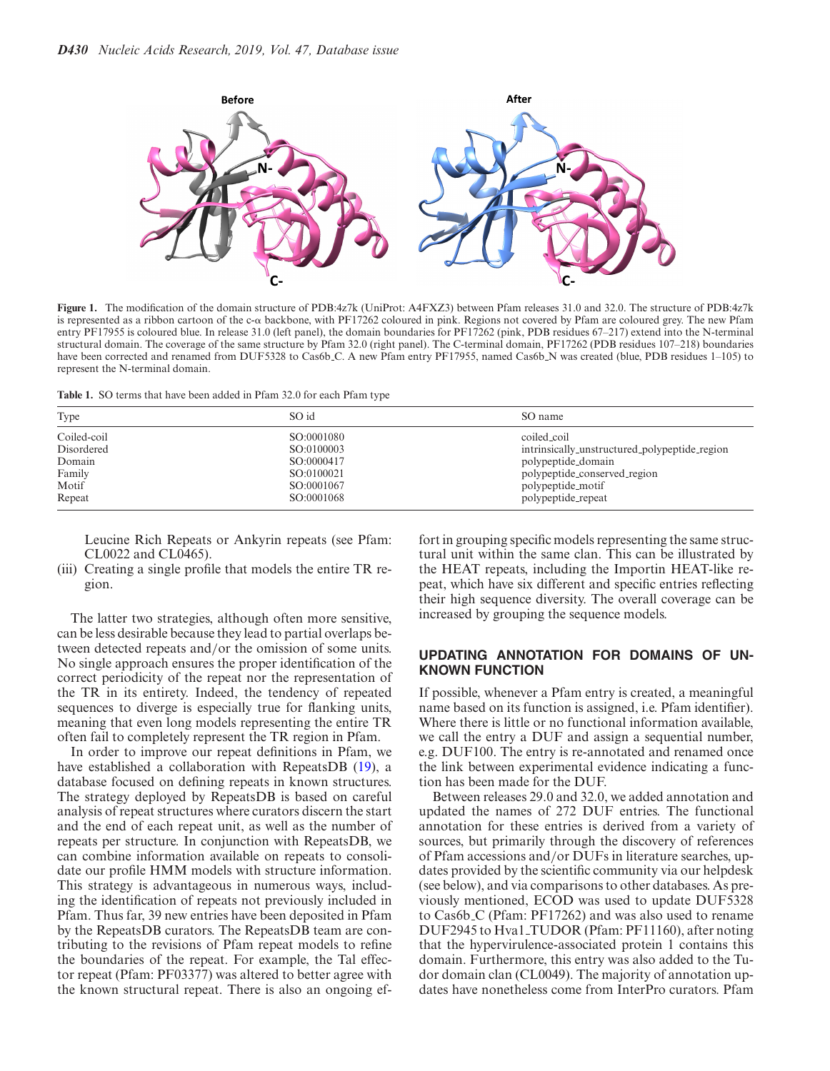**Figure 1.** The modification of the domain structure of PDB:4z7k (UniProt: A4FXZ3) between Pfam releases 31.0 and 32.0. The structure of PDB:4z7k is represented as a ribbon cartoon of the c-α backbone, with PF17262 coloured in pink. Regions not covered by Pfam are coloured grey. The new Pfam entry PF17955 is coloured blue. In release 31.0 (left panel), the domain boundaries for PF17262 (pink, PDB residues 67–217) extend into the N-terminal structural domain. The coverage of the same structure by Pfam 32.0 (right panel). The C-terminal domain, PF17262 (PDB residues 107–218) boundaries have been corrected and renamed from DUF5328 to Cas6b_C. A new Pfam entry PF17955, named Cas6b_N was created (blue, PDB residues 1–105) to represent the N-terminal domain.

**Table 1.** SO terms that have been added in Pfam 32.0 for each Pfam type

| Type | SO id | SO name |
|---|---|---|
| Coiled-coil | SO:0001080 | coiled_coil |
| Disordered | SO:0100003 | intrinsically_unstructured_polypeptide_region |
| Domain | SO:0000417 | polypeptide_domain |
| Family | SO:0100021 | polypeptide_conserved_region |
| Motif | SO:0001067 | polypeptide_motif |
| Repeat | SO:0001068 | polypeptide_repeat |

Leucine Rich Repeats or Ankyrin repeats (see Pfam: CL0022 and CL0465).

(iii) Creating a single profile that models the entire TR region.

The latter two strategies, although often more sensitive, can be less desirable because they lead to partial overlaps between detected repeats and/or the omission of some units. No single approach ensures the proper identification of the correct periodicity of the repeat nor the representation of the TR in its entirety. Indeed, the tendency of repeated sequences to diverge is especially true for flanking units, meaning that even long models representing the entire TR often fail to completely represent the TR region in Pfam.

In order to improve our repeat definitions in Pfam, we have established a collaboration with RepeatsDB (19), a database focused on defining repeats in known structures. The strategy deployed by RepeatsDB is based on careful analysis of repeat structures where curators discern the start and the end of each repeat unit, as well as the number of repeats per structure. In conjunction with RepeatsDB, we can combine information available on repeats to consolidate our profile HMM models with structure information. This strategy is advantageous in numerous ways, including the identification of repeats not previously included in Pfam. Thus far, 39 new entries have been deposited in Pfam by the RepeatsDB curators. The RepeatsDB team are contributing to the revisions of Pfam repeat models to refine the boundaries of the repeat. For example, the Tal effector repeat (Pfam: PF03377) was altered to better agree with the known structural repeat. There is also an ongoing effort in grouping specific models representing the same structural unit within the same clan. This can be illustrated by the HEAT repeats, including the Importin HEAT-like repeat, which have six different and specific entries reflecting their high sequence diversity. The overall coverage can be increased by grouping the sequence models.

## UPDATING ANNOTATION FOR DOMAINS OF UNKNOWN FUNCTION

If possible, whenever a Pfam entry is created, a meaningful name based on its function is assigned, i.e. Pfam identifier). Where there is little or no functional information available, we call the entry a DUF and assign a sequential number, e.g. DUF100. The entry is re-annotated and renamed once the link between experimental evidence indicating a function has been made for the DUF.

Between releases 29.0 and 32.0, we added annotation and updated the names of 272 DUF entries. The functional annotation for these entries is derived from a variety of sources, but primarily through the discovery of references of Pfam accessions and/or DUFs in literature searches, updates provided by the scientific community via our helpdesk (see below), and via comparisons to other databases. As previously mentioned, ECOD was used to update DUF5328 to Cas6b_C (Pfam: PF17262) and was also used to rename DUF2945 to Hva1_TUDOR (Pfam: PF11160), after noting that the hypervirulence-associated protein 1 contains this domain. Furthermore, this entry was also added to the Tudor domain clan (CL0049). The majority of annotation updates have nonetheless come from InterPro curators. Pfam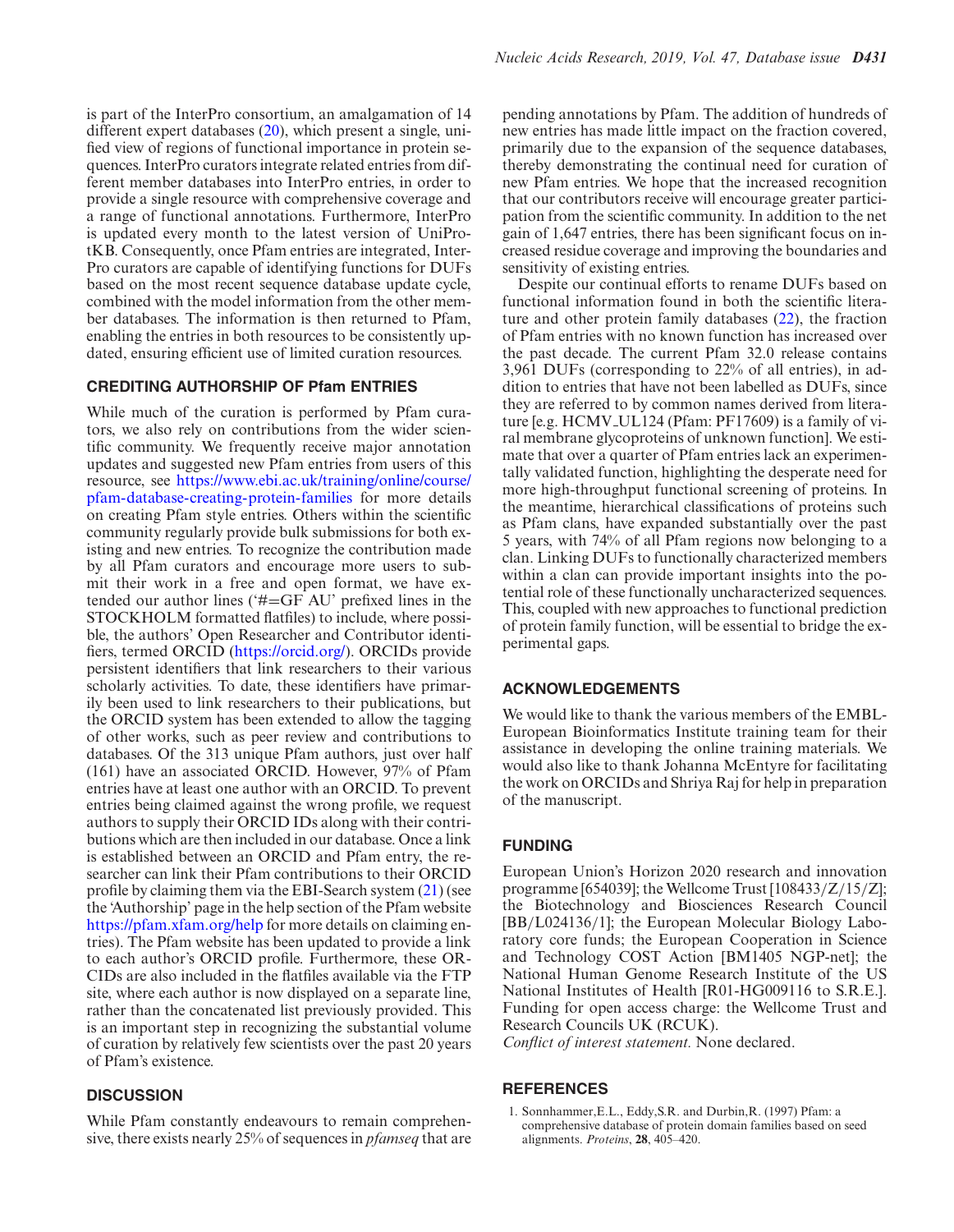is part of the InterPro consortium, an amalgamation of 14 different expert databases (20), which present a single, unified view of regions of functional importance in protein sequences. InterPro curators integrate related entries from different member databases into InterPro entries, in order to provide a single resource with comprehensive coverage and a range of functional annotations. Furthermore, InterPro is updated every month to the latest version of UniProtKB. Consequently, once Pfam entries are integrated, InterPro curators are capable of identifying functions for DUFs based on the most recent sequence database update cycle, combined with the model information from the other member databases. The information is then returned to Pfam, enabling the entries in both resources to be consistently updated, ensuring efficient use of limited curation resources.

## CREDITING AUTHORSHIP OF Pfam ENTRIES

While much of the curation is performed by Pfam curators, we also rely on contributions from the wider scientific community. We frequently receive major annotation updates and suggested new Pfam entries from users of this resource, see https://www.ebi.ac.uk/training/online/course/pfam-database-creating-protein-families for more details on creating Pfam style entries. Others within the scientific community regularly provide bulk submissions for both existing and new entries. To recognize the contribution made by all Pfam curators and encourage more users to submit their work in a free and open format, we have extended our author lines ('#=GF AU' prefixed lines in the STOCKHOLM formatted flatfiles) to include, where possible, the authors' Open Researcher and Contributor identifiers, termed ORCID (https://orcid.org/). ORCIDs provide persistent identifiers that link researchers to their various scholarly activities. To date, these identifiers have primarily been used to link researchers to their publications, but the ORCID system has been extended to allow the tagging of other works, such as peer review and contributions to databases. Of the 313 unique Pfam authors, just over half (161) have an associated ORCID. However, 97% of Pfam entries have at least one author with an ORCID. To prevent entries being claimed against the wrong profile, we request authors to supply their ORCID IDs along with their contributions which are then included in our database. Once a link is established between an ORCID and Pfam entry, the researcher can link their Pfam contributions to their ORCID profile by claiming them via the EBI-Search system (21) (see the 'Authorship' page in the help section of the Pfam website https://pfam.xfam.org/help for more details on claiming entries). The Pfam website has been updated to provide a link to each author's ORCID profile. Furthermore, these ORCIDs are also included in the flatfiles available via the FTP site, where each author is now displayed on a separate line, rather than the concatenated list previously provided. This is an important step in recognizing the substantial volume of curation by relatively few scientists over the past 20 years of Pfam's existence.

## DISCUSSION

While Pfam constantly endeavours to remain comprehensive, there exists nearly 25% of sequences in *pfamseq* that are pending annotations by Pfam. The addition of hundreds of new entries has made little impact on the fraction covered, primarily due to the expansion of the sequence databases, thereby demonstrating the continual need for curation of new Pfam entries. We hope that the increased recognition that our contributors receive will encourage greater participation from the scientific community. In addition to the net gain of 1,647 entries, there has been significant focus on increased residue coverage and improving the boundaries and sensitivity of existing entries.

Despite our continual efforts to rename DUFs based on functional information found in both the scientific literature and other protein family databases (22), the fraction of Pfam entries with no known function has increased over the past decade. The current Pfam 32.0 release contains 3,961 DUFs (corresponding to 22% of all entries), in addition to entries that have not been labelled as DUFs, since they are referred to by common names derived from literature [e.g. HCMV_UL124 (Pfam: PF17609) is a family of viral membrane glycoproteins of unknown function]. We estimate that over a quarter of Pfam entries lack an experimentally validated function, highlighting the desperate need for more high-throughput functional screening of proteins. In the meantime, hierarchical classifications of proteins such as Pfam clans, have expanded substantially over the past 5 years, with 74% of all Pfam regions now belonging to a clan. Linking DUFs to functionally characterized members within a clan can provide important insights into the potential role of these functionally uncharacterized sequences. This, coupled with new approaches to functional prediction of protein family function, will be essential to bridge the experimental gaps.

## ACKNOWLEDGEMENTS

We would like to thank the various members of the EMBL-European Bioinformatics Institute training team for their assistance in developing the online training materials. We would also like to thank Johanna McEntyre for facilitating the work on ORCIDs and Shriya Raj for help in preparation of the manuscript.

## FUNDING

European Union's Horizon 2020 research and innovation programme [654039]; the Wellcome Trust [108433/Z/15/Z]; the Biotechnology and Biosciences Research Council [BB/L024136/1]; the European Molecular Biology Laboratory core funds; the European Cooperation in Science and Technology COST Action [BM1405 NGP-net]; the National Human Genome Research Institute of the US National Institutes of Health [R01-HG009116 to S.R.E.]. Funding for open access charge: the Wellcome Trust and Research Councils UK (RCUK).

*Conflict of interest statement.* None declared.

## REFERENCES

1. Sonnhammer,E.L., Eddy,S.R. and Durbin,R. (1997) Pfam: a comprehensive database of protein domain families based on seed alignments. *Proteins*, **28**, 405–420.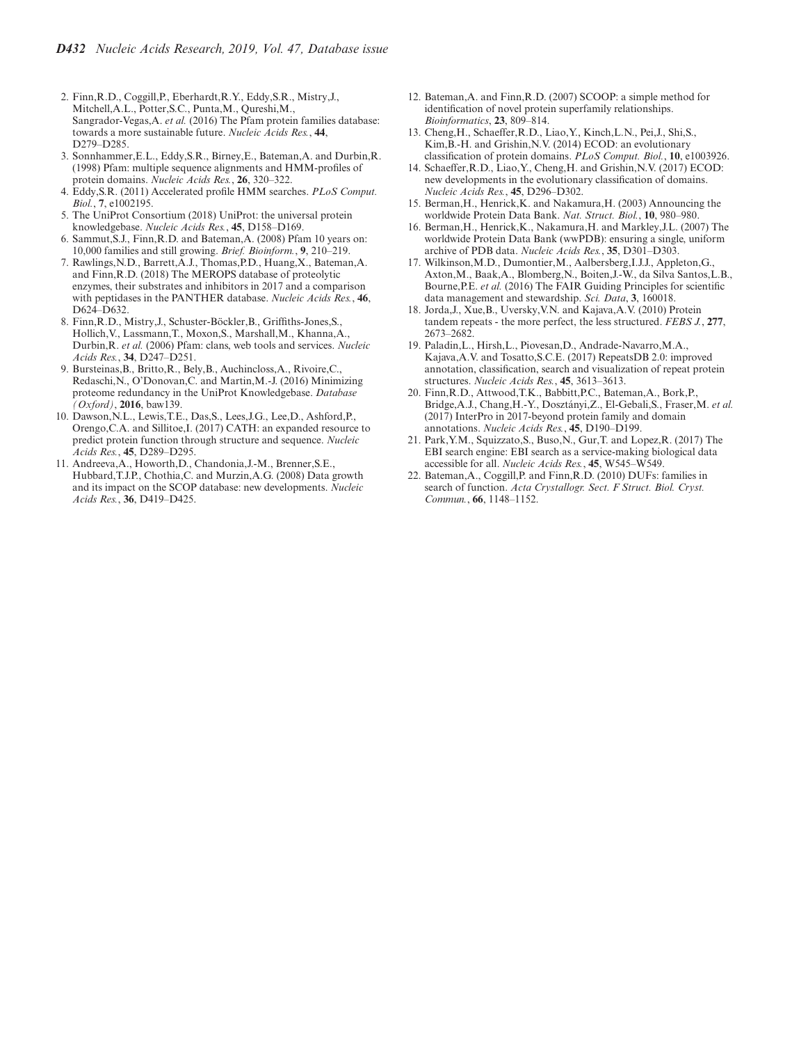2. Finn,R.D., Coggill,P., Eberhardt,R.Y., Eddy,S.R., Mistry,J., Mitchell,A.L., Potter,S.C., Punta,M., Qureshi,M., Sangrador-Vegas,A. *et al.* (2016) The Pfam protein families database: towards a more sustainable future. *Nucleic Acids Res.*, **44**, D279–D285.
3. Sonnhammer,E.L., Eddy,S.R., Birney,E., Bateman,A. and Durbin,R. (1998) Pfam: multiple sequence alignments and HMM-profiles of protein domains. *Nucleic Acids Res.*, **26**, 320–322.
4. Eddy,S.R. (2011) Accelerated profile HMM searches. *PLoS Comput. Biol.*, **7**, e1002195.
5. The UniProt Consortium (2018) UniProt: the universal protein knowledgebase. *Nucleic Acids Res.*, **45**, D158–D169.
6. Sammut,S.J., Finn,R.D. and Bateman,A. (2008) Pfam 10 years on: 10,000 families and still growing. *Brief. Bioinform.*, **9**, 210–219.
7. Rawlings,N.D., Barrett,A.J., Thomas,P.D., Huang,X., Bateman,A. and Finn,R.D. (2018) The MEROPS database of proteolytic enzymes, their substrates and inhibitors in 2017 and a comparison with peptidases in the PANTHER database. *Nucleic Acids Res.*, **46**, D624–D632.
8. Finn,R.D., Mistry,J., Schuster-Böckler,B., Griffiths-Jones,S., Hollich,V., Lassmann,T., Moxon,S., Marshall,M., Khanna,A., Durbin,R. *et al.* (2006) Pfam: clans, web tools and services. *Nucleic Acids Res.*, **34**, D247–D251.
9. Bursteinas,B., Britto,R., Bely,B., Auchincloss,A., Rivoire,C., Redaschi,N., O'Donovan,C. and Martin,M.-J. (2016) Minimizing proteome redundancy in the UniProt Knowledgebase. *Database (Oxford)*, **2016**, baw139.
10. Dawson,N.L., Lewis,T.E., Das,S., Lees,J.G., Lee,D., Ashford,P., Orengo,C.A. and Sillitoe,I. (2017) CATH: an expanded resource to predict protein function through structure and sequence. *Nucleic Acids Res.*, **45**, D289–D295.
11. Andreeva,A., Howorth,D., Chandonia,J.-M., Brenner,S.E., Hubbard,T.J.P., Chothia,C. and Murzin,A.G. (2008) Data growth and its impact on the SCOP database: new developments. *Nucleic Acids Res.*, **36**, D419–D425.
12. Bateman,A. and Finn,R.D. (2007) SCOOP: a simple method for identification of novel protein superfamily relationships. *Bioinformatics*, **23**, 809–814.
13. Cheng,H., Schaeffer,R.D., Liao,Y., Kinch,L.N., Pei,J., Shi,S., Kim,B.-H. and Grishin,N.V. (2014) ECOD: an evolutionary classification of protein domains. *PLoS Comput. Biol.*, **10**, e1003926.
14. Schaeffer,R.D., Liao,Y., Cheng,H. and Grishin,N.V. (2017) ECOD: new developments in the evolutionary classification of domains. *Nucleic Acids Res.*, **45**, D296–D302.
15. Berman,H., Henrick,K. and Nakamura,H. (2003) Announcing the worldwide Protein Data Bank. *Nat. Struct. Biol.*, **10**, 980–980.
16. Berman,H., Henrick,K., Nakamura,H. and Markley,J.L. (2007) The worldwide Protein Data Bank (wwPDB): ensuring a single, uniform archive of PDB data. *Nucleic Acids Res.*, **35**, D301–D303.
17. Wilkinson,M.D., Dumontier,M., Aalbersberg,I.J.J., Appleton,G., Axton,M., Baak,A., Blomberg,N., Boiten,J.-W., da Silva Santos,L.B., Bourne,P.E. *et al.* (2016) The FAIR Guiding Principles for scientific data management and stewardship. *Sci. Data*, **3**, 160018.
18. Jorda,J., Xue,B., Uversky,V.N. and Kajava,A.V. (2010) Protein tandem repeats - the more perfect, the less structured. *FEBS J.*, **277**, 2673–2682.
19. Paladin,L., Hirsh,L., Piovesan,D., Andrade-Navarro,M.A., Kajava,A.V. and Tosatto,S.C.E. (2017) RepeatsDB 2.0: improved annotation, classification, search and visualization of repeat protein structures. *Nucleic Acids Res.*, **45**, 3613–3613.
20. Finn,R.D., Attwood,T.K., Babbitt,P.C., Bateman,A., Bork,P., Bridge,A.J., Chang,H.-Y., Dosztányi,Z., El-Gebali,S., Fraser,M. *et al.* (2017) InterPro in 2017-beyond protein family and domain annotations. *Nucleic Acids Res.*, **45**, D190–D199.
21. Park,Y.M., Squizzato,S., Buso,N., Gur,T. and Lopez,R. (2017) The EBI search engine: EBI search as a service-making biological data accessible for all. *Nucleic Acids Res.*, **45**, W545–W549.
22. Bateman,A., Coggill,P. and Finn,R.D. (2010) DUFs: families in search of function. *Acta Crystallogr. Sect. F Struct. Biol. Cryst. Commun.*, **66**, 1148–1152.